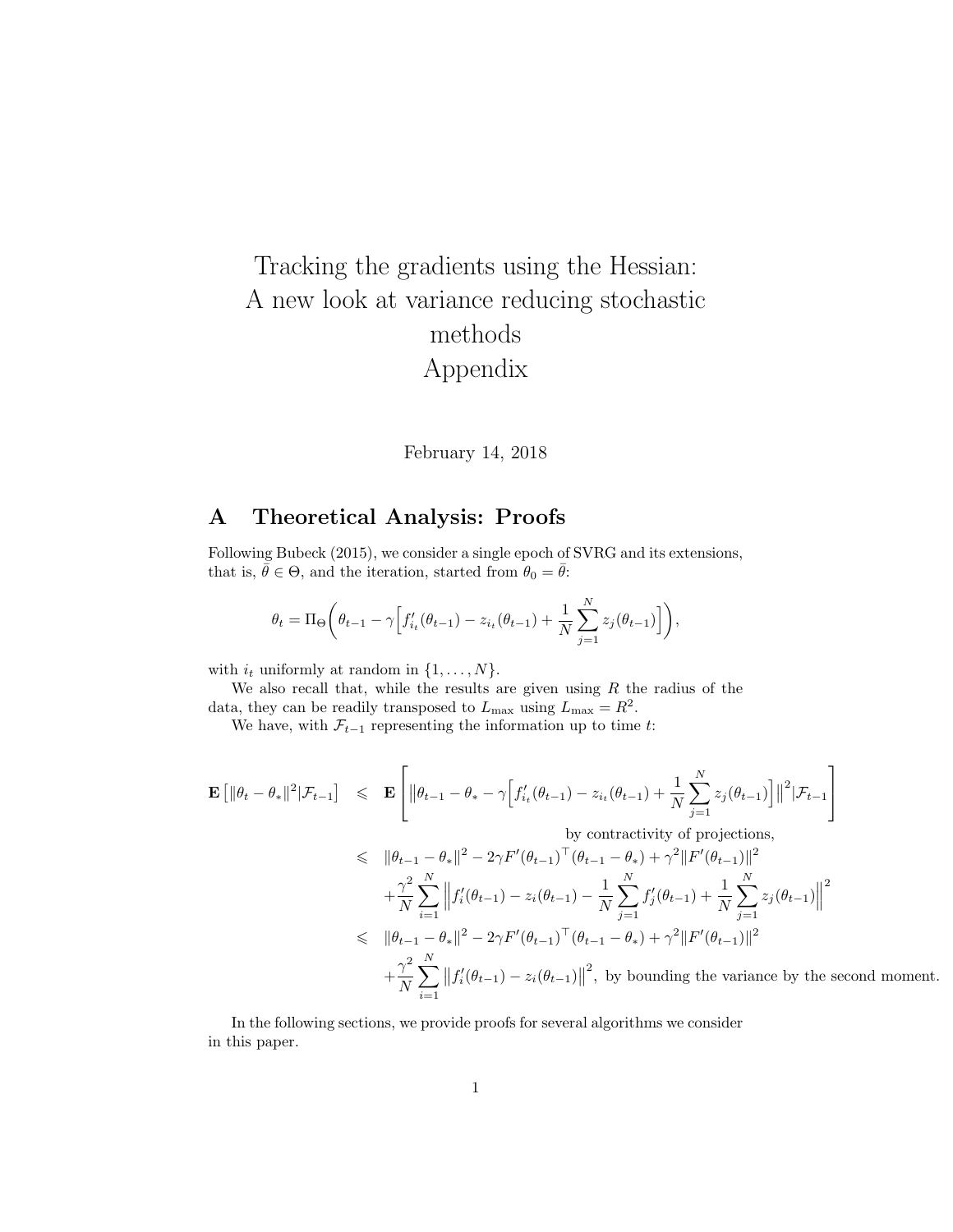# Tracking the gradients using the Hessian: A new look at variance reducing stochastic methods Appendix

February 14, 2018

## A Theoretical Analysis: Proofs

Following Bubeck (2015), we consider a single epoch of SVRG and its extensions, that is, $\bar{\theta} \in \Theta$, and the iteration, started from $\theta_0 = \bar{\theta}$:

$$\theta_t = \Pi_\Theta\bigg(\theta_{t-1} - \gamma\Big[f'_{i_t}(\theta_{t-1}) - z_{i_t}(\theta_{t-1}) + \frac{1}{N}\sum_{j=1}^N z_j(\theta_{t-1})\Big]\bigg),$$

with $i_t$ uniformly at random in $\{1, \ldots, N\}$.

We also recall that, while the results are given using $R$ the radius of the data, they can be readily transposed to $L_{\max}$ using $L_{\max} = R^2$.

We have, with $\mathcal{F}_{t-1}$ representing the information up to time $t$:

$$\begin{aligned}
\mathbf{E}\left[\|\theta_t - \theta_*\|^2 | \mathcal{F}_{t-1}\right] \;\leqslant\;& \mathbf{E}\left[\Big\|\theta_{t-1} - \theta_* - \gamma\Big[f'_{i_t}(\theta_{t-1}) - z_{i_t}(\theta_{t-1}) + \frac{1}{N}\sum_{j=1}^N z_j(\theta_{t-1})\Big]\Big\|^2 | \mathcal{F}_{t-1}\right] \\
& \text{by contractivity of projections,} \\
\leqslant\;& \|\theta_{t-1} - \theta_*\|^2 - 2\gamma F'(\theta_{t-1})^\top(\theta_{t-1} - \theta_*) + \gamma^2\|F'(\theta_{t-1})\|^2 \\
& + \frac{\gamma^2}{N}\sum_{i=1}^N \Big\|f'_i(\theta_{t-1}) - z_i(\theta_{t-1}) - \frac{1}{N}\sum_{j=1}^N f'_j(\theta_{t-1}) + \frac{1}{N}\sum_{j=1}^N z_j(\theta_{t-1})\Big\|^2 \\
\leqslant\;& \|\theta_{t-1} - \theta_*\|^2 - 2\gamma F'(\theta_{t-1})^\top(\theta_{t-1} - \theta_*) + \gamma^2\|F'(\theta_{t-1})\|^2 \\
& + \frac{\gamma^2}{N}\sum_{i=1}^N \big\|f'_i(\theta_{t-1}) - z_i(\theta_{t-1})\big\|^2, \text{ by bounding the variance by the second moment.}
\end{aligned}$$

In the following sections, we provide proofs for several algorithms we consider in this paper.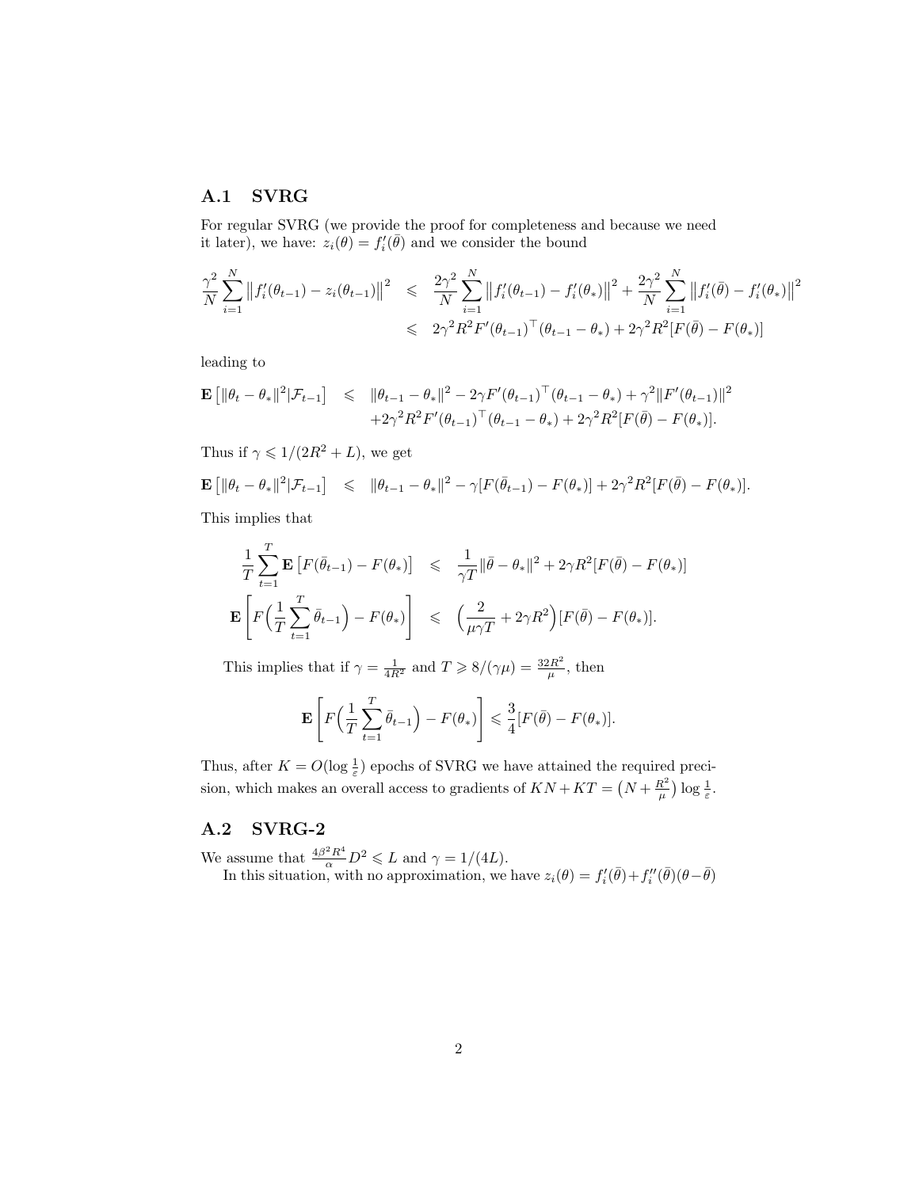## A.1 SVRG

For regular SVRG (we provide the proof for completeness and because we need it later), we have: $z_i(\theta) = f_i'(\bar\theta)$ and we consider the bound

$$
\begin{aligned}
\frac{\gamma^2}{N}\sum_{i=1}^N \big\| f_i'(\theta_{t-1}) - z_i(\theta_{t-1})\big\|^2 &\leqslant \frac{2\gamma^2}{N}\sum_{i=1}^N \big\| f_i'(\theta_{t-1}) - f_i'(\theta_*)\big\|^2 + \frac{2\gamma^2}{N}\sum_{i=1}^N \big\| f_i'(\bar\theta) - f_i'(\theta_*)\big\|^2 \\
&\leqslant 2\gamma^2 R^2 F'(\theta_{t-1})^\top(\theta_{t-1}-\theta_*) + 2\gamma^2 R^2 [F(\bar\theta) - F(\theta_*)]
\end{aligned}
$$

leading to

$$
\begin{aligned}
\mathbf{E}\big[\|\theta_t - \theta_*\|^2 | \mathcal{F}_{t-1}\big] &\leqslant \|\theta_{t-1}-\theta_*\|^2 - 2\gamma F'(\theta_{t-1})^\top(\theta_{t-1}-\theta_*) + \gamma^2 \|F'(\theta_{t-1})\|^2 \\
&\quad + 2\gamma^2 R^2 F'(\theta_{t-1})^\top(\theta_{t-1}-\theta_*) + 2\gamma^2 R^2 [F(\bar\theta) - F(\theta_*)].
\end{aligned}
$$

Thus if $\gamma \leqslant 1/(2R^2 + L)$, we get

$$
\mathbf{E}\big[\|\theta_t - \theta_*\|^2 | \mathcal{F}_{t-1}\big] \leqslant \|\theta_{t-1}-\theta_*\|^2 - \gamma[F(\bar\theta_{t-1}) - F(\theta_*)] + 2\gamma^2 R^2 [F(\bar\theta) - F(\theta_*)].
$$

This implies that

$$
\begin{aligned}
\frac{1}{T}\sum_{t=1}^T \mathbf{E}\big[F(\bar\theta_{t-1}) - F(\theta_*)\big] &\leqslant \frac{1}{\gamma T}\|\bar\theta - \theta_*\|^2 + 2\gamma R^2 [F(\bar\theta) - F(\theta_*)] \\
\mathbf{E}\bigg[F\Big(\frac{1}{T}\sum_{t=1}^T \bar\theta_{t-1}\Big) - F(\theta_*)\bigg] &\leqslant \Big(\frac{2}{\mu\gamma T} + 2\gamma R^2\Big)[F(\bar\theta) - F(\theta_*)].
\end{aligned}
$$

This implies that if $\gamma = \frac{1}{4R^2}$ and $T \geqslant 8/(\gamma\mu) = \frac{32R^2}{\mu}$, then

$$
\mathbf{E}\bigg[F\Big(\frac{1}{T}\sum_{t=1}^T \bar\theta_{t-1}\Big) - F(\theta_*)\bigg] \leqslant \frac{3}{4}[F(\bar\theta) - F(\theta_*)].
$$

Thus, after $K = O(\log\frac{1}{\varepsilon})$ epochs of SVRG we have attained the required precision, which makes an overall access to gradients of $KN + KT = \big(N + \frac{R^2}{\mu}\big)\log\frac{1}{\varepsilon}$.

## A.2 SVRG-2

We assume that $\frac{4\beta^2 R^4}{\alpha}D^2 \leqslant L$ and $\gamma = 1/(4L)$.

In this situation, with no approximation, we have $z_i(\theta) = f_i'(\bar\theta) + f_i''(\bar\theta)(\theta - \bar\theta)$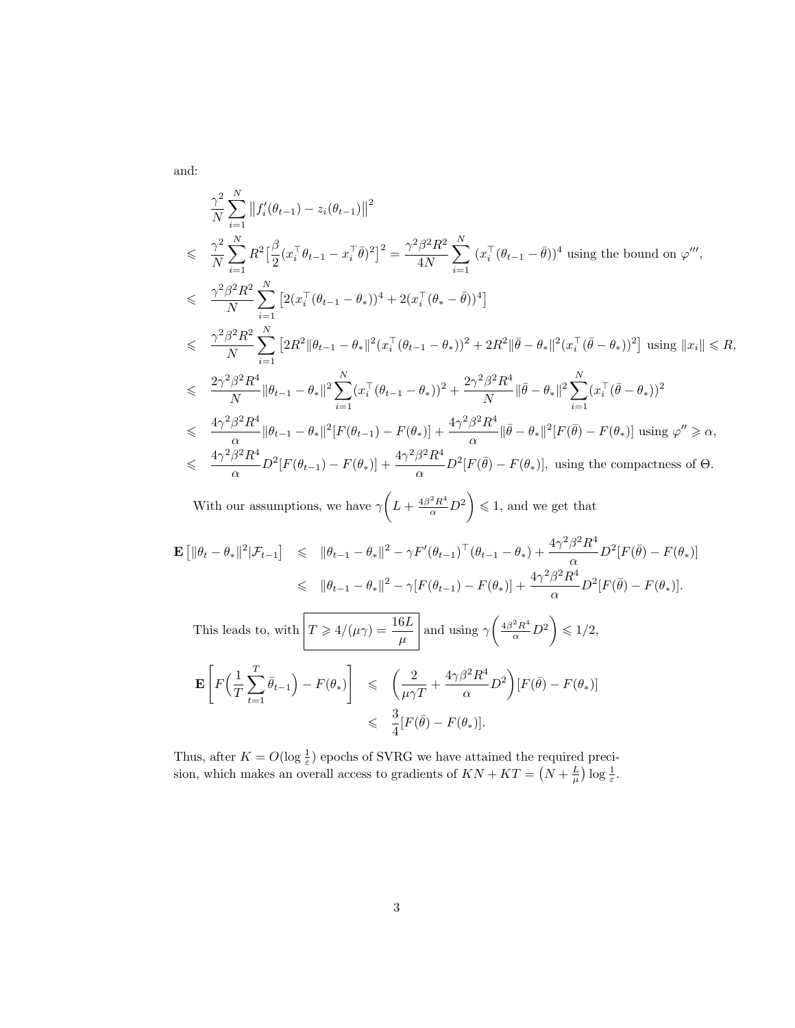and:

$$
\begin{aligned}
& \frac{\gamma^2}{N}\sum_{i=1}^N \big\|f_i'(\theta_{t-1}) - z_i(\theta_{t-1})\big\|^2 \\
\leqslant\ & \frac{\gamma^2}{N}\sum_{i=1}^N R^2\big[\frac{\beta}{2}(x_i^\top\theta_{t-1} - x_i^\top\bar\theta)^2\big]^2 = \frac{\gamma^2\beta^2R^2}{4N}\sum_{i=1}^N (x_i^\top(\theta_{t-1}-\bar\theta))^4 \text{ using the bound on } \varphi''', \\
\leqslant\ & \frac{\gamma^2\beta^2R^2}{N}\sum_{i=1}^N \big[2(x_i^\top(\theta_{t-1}-\theta_*))^4 + 2(x_i^\top(\theta_*-\bar\theta))^4\big] \\
\leqslant\ & \frac{\gamma^2\beta^2R^2}{N}\sum_{i=1}^N \big[2R^2\|\theta_{t-1}-\theta_*\|^2(x_i^\top(\theta_{t-1}-\theta_*))^2 + 2R^2\|\bar\theta-\theta_*\|^2(x_i^\top(\bar\theta-\theta_*))^2\big] \text{ using } \|x_i\|\leqslant R, \\
\leqslant\ & \frac{2\gamma^2\beta^2R^4}{N}\|\theta_{t-1}-\theta_*\|^2\sum_{i=1}^N (x_i^\top(\theta_{t-1}-\theta_*))^2 + \frac{2\gamma^2\beta^2R^4}{N}\|\bar\theta-\theta_*\|^2\sum_{i=1}^N (x_i^\top(\bar\theta-\theta_*))^2 \\
\leqslant\ & \frac{4\gamma^2\beta^2R^4}{\alpha}\|\theta_{t-1}-\theta_*\|^2[F(\theta_{t-1})-F(\theta_*)] + \frac{4\gamma^2\beta^2R^4}{\alpha}\|\bar\theta-\theta_*\|^2[F(\bar\theta)-F(\theta_*)] \text{ using } \varphi''\geqslant\alpha, \\
\leqslant\ & \frac{4\gamma^2\beta^2R^4}{\alpha}D^2[F(\theta_{t-1})-F(\theta_*)] + \frac{4\gamma^2\beta^2R^4}{\alpha}D^2[F(\bar\theta)-F(\theta_*)], \text{ using the compactness of } \Theta.
\end{aligned}
$$

With our assumptions, we have $\gamma\bigg(L + \frac{4\beta^2R^4}{\alpha}D^2\bigg)\leqslant 1$, and we get that

$$
\begin{aligned}
\mathbf{E}\big[\|\theta_t-\theta_*\|^2|\mathcal{F}_{t-1}\big] &\leqslant \|\theta_{t-1}-\theta_*\|^2 - \gamma F'(\theta_{t-1})^\top(\theta_{t-1}-\theta_*) + \frac{4\gamma^2\beta^2R^4}{\alpha}D^2[F(\bar\theta)-F(\theta_*)] \\
&\leqslant \|\theta_{t-1}-\theta_*\|^2 - \gamma[F(\theta_{t-1})-F(\theta_*)] + \frac{4\gamma^2\beta^2R^4}{\alpha}D^2[F(\bar\theta)-F(\theta_*)].
\end{aligned}
$$

This leads to, with $\boxed{T\geqslant 4/(\mu\gamma) = \frac{16L}{\mu}}$ and using $\gamma\bigg(\frac{4\beta^2R^4}{\alpha}D^2\bigg)\leqslant 1/2$,

$$
\begin{aligned}
\mathbf{E}\left[F\Big(\frac{1}{T}\sum_{t=1}^T\bar\theta_{t-1}\Big) - F(\theta_*)\right] &\leqslant \left(\frac{2}{\mu\gamma T} + \frac{4\gamma\beta^2R^4}{\alpha}D^2\right)[F(\bar\theta)-F(\theta_*)] \\
&\leqslant \frac{3}{4}[F(\bar\theta)-F(\theta_*)].
\end{aligned}
$$

Thus, after $K = O(\log\frac{1}{\varepsilon})$ epochs of SVRG we have attained the required precision, which makes an overall access to gradients of $KN + KT = \big(N + \frac{L}{\mu}\big)\log\frac{1}{\varepsilon}$.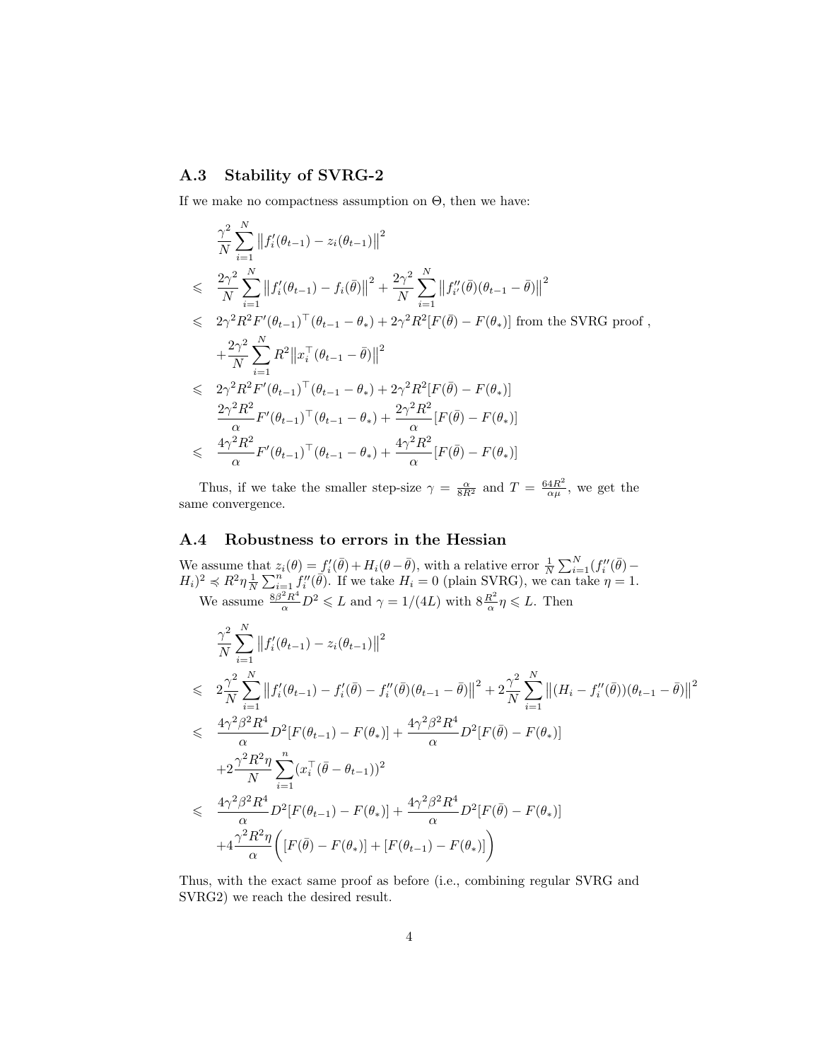### A.3 Stability of SVRG-2

If we make no compactness assumption on $\Theta$, then we have:

$$
\begin{aligned}
& \frac{\gamma^2}{N}\sum_{i=1}^N \big\|f_i'(\theta_{t-1}) - z_i(\theta_{t-1})\big\|^2 \\
\leqslant\ & \frac{2\gamma^2}{N}\sum_{i=1}^N \big\|f_i'(\theta_{t-1}) - f_i(\bar\theta)\big\|^2 + \frac{2\gamma^2}{N}\sum_{i=1}^N \big\|f_{i'}''(\bar\theta)(\theta_{t-1}-\bar\theta)\big\|^2 \\
\leqslant\ & 2\gamma^2 R^2 F'(\theta_{t-1})^\top(\theta_{t-1}-\theta_*) + 2\gamma^2R^2[F(\bar\theta)-F(\theta_*)] \text{ from the SVRG proof },\\
& + \frac{2\gamma^2}{N}\sum_{i=1}^N R^2\big\|x_i^\top(\theta_{t-1}-\bar\theta)\big\|^2 \\
\leqslant\ & 2\gamma^2 R^2 F'(\theta_{t-1})^\top(\theta_{t-1}-\theta_*) + 2\gamma^2R^2[F(\bar\theta)-F(\theta_*)] \\
& \frac{2\gamma^2R^2}{\alpha}F'(\theta_{t-1})^\top(\theta_{t-1}-\theta_*) + \frac{2\gamma^2R^2}{\alpha}[F(\bar\theta)-F(\theta_*)] \\
\leqslant\ & \frac{4\gamma^2R^2}{\alpha}F'(\theta_{t-1})^\top(\theta_{t-1}-\theta_*) + \frac{4\gamma^2R^2}{\alpha}[F(\bar\theta)-F(\theta_*)]
\end{aligned}
$$

Thus, if we take the smaller step-size $\gamma = \frac{\alpha}{8R^2}$ and $T = \frac{64R^2}{\alpha\mu}$, we get the same convergence.

### A.4 Robustness to errors in the Hessian

We assume that $z_i(\theta) = f_i'(\bar\theta) + H_i(\theta-\bar\theta)$, with a relative error $\frac{1}{N}\sum_{i=1}^N (f_i''(\bar\theta) - H_i)^2 \preccurlyeq R^2\eta\frac{1}{N}\sum_{i=1}^n f_i''(\bar\theta)$. If we take $H_i = 0$ (plain SVRG), we can take $\eta = 1$.

We assume $\frac{8\beta^2R^4}{\alpha}D^2 \leqslant L$ and $\gamma = 1/(4L)$ with $8\frac{R^2}{\alpha}\eta \leqslant L$. Then

$$
\begin{aligned}
& \frac{\gamma^2}{N}\sum_{i=1}^N \big\|f_i'(\theta_{t-1}) - z_i(\theta_{t-1})\big\|^2 \\
\leqslant\ & 2\frac{\gamma^2}{N}\sum_{i=1}^N \big\|f_i'(\theta_{t-1}) - f_i'(\bar\theta) - f_i''(\bar\theta)(\theta_{t-1}-\bar\theta)\big\|^2 + 2\frac{\gamma^2}{N}\sum_{i=1}^N \big\|(H_i - f_i''(\bar\theta))(\theta_{t-1}-\bar\theta)\big\|^2 \\
\leqslant\ & \frac{4\gamma^2\beta^2R^4}{\alpha}D^2[F(\theta_{t-1})-F(\theta_*)] + \frac{4\gamma^2\beta^2R^4}{\alpha}D^2[F(\bar\theta)-F(\theta_*)] \\
& + 2\frac{\gamma^2R^2\eta}{N}\sum_{i=1}^n (x_i^\top(\bar\theta-\theta_{t-1}))^2 \\
\leqslant\ & \frac{4\gamma^2\beta^2R^4}{\alpha}D^2[F(\theta_{t-1})-F(\theta_*)] + \frac{4\gamma^2\beta^2R^4}{\alpha}D^2[F(\bar\theta)-F(\theta_*)] \\
& + 4\frac{\gamma^2R^2\eta}{\alpha}\bigg([F(\bar\theta)-F(\theta_*)] + [F(\theta_{t-1})-F(\theta_*)]\bigg)
\end{aligned}
$$

Thus, with the exact same proof as before (i.e., combining regular SVRG and SVRG2) we reach the desired result.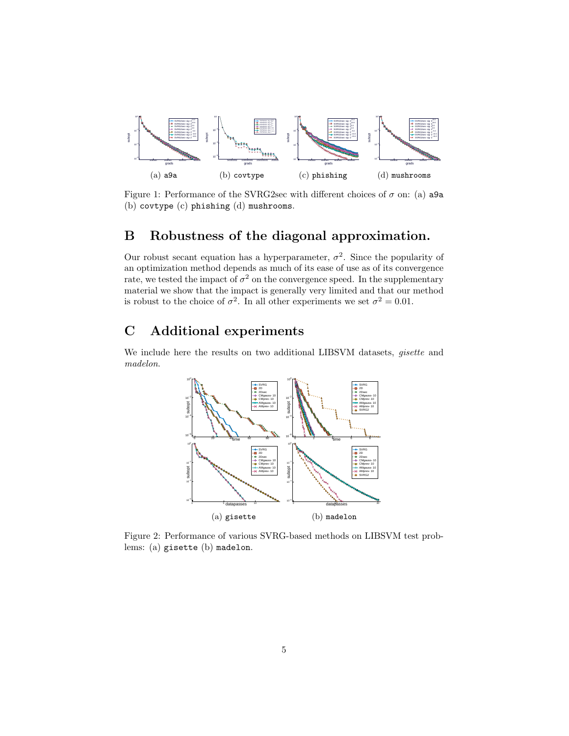(a) a9a (b) covtype (c) phishing (d) mushrooms

Figure 1: Performance of the SVRG2sec with different choices of $\sigma$ on: (a) a9a (b) covtype (c) phishing (d) mushrooms.

## B Robustness of the diagonal approximation.

Our robust secant equation has a hyperparameter, $\sigma^2$. Since the popularity of an optimization method depends as much of its ease of use as of its convergence rate, we tested the impact of $\sigma^2$ on the convergence speed. In the supplementary material we show that the impact is generally very limited and that our method is robust to the choice of $\sigma^2$. In all other experiments we set $\sigma^2 = 0.01$.

## C Additional experiments

We include here the results on two additional LIBSVM datasets, *gisette* and *madelon*.

(a) gisette (b) madelon

Figure 2: Performance of various SVRG-based methods on LIBSVM test problems: (a) gisette (b) madelon.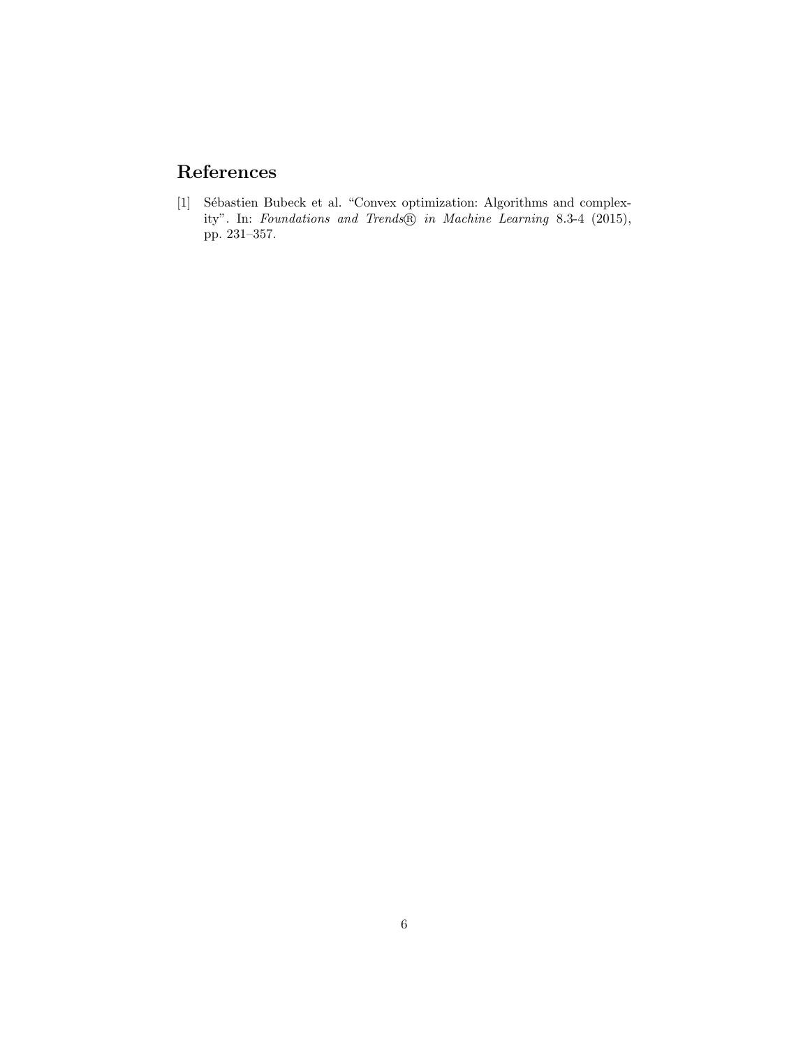# References

[1] Sébastien Bubeck et al. "Convex optimization: Algorithms and complexity". In: *Foundations and Trends® in Machine Learning* 8.3-4 (2015), pp. 231–357.